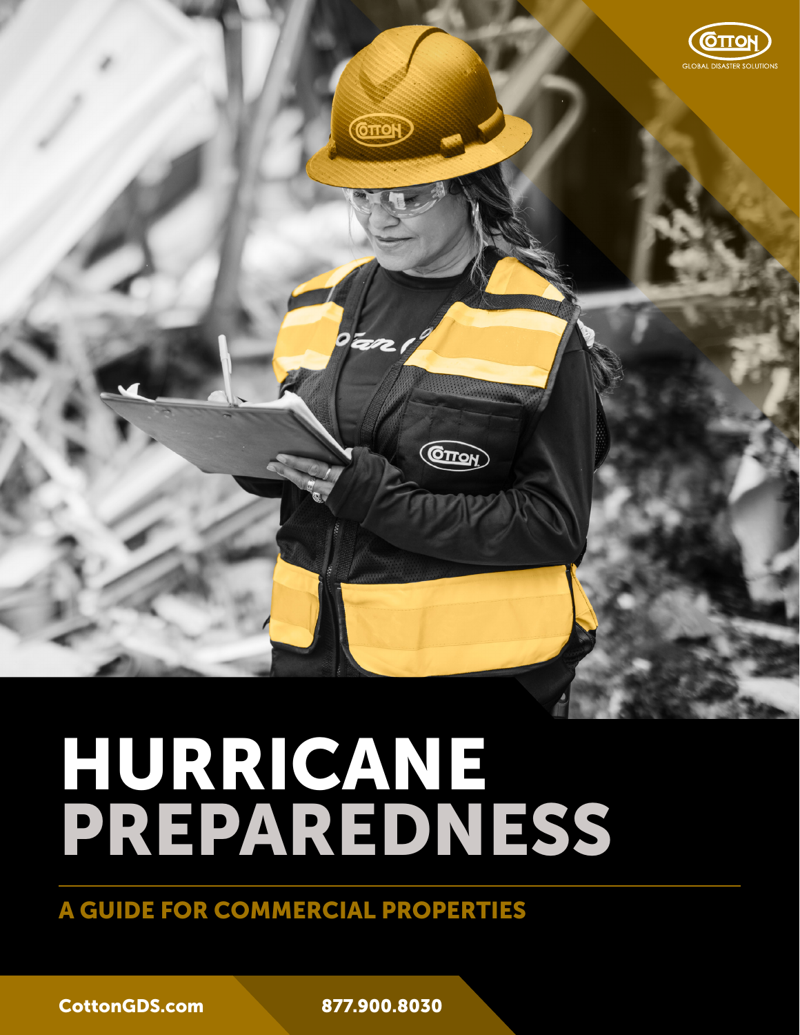COTTON
GLOBAL DISASTER SOLUTIONS

# HURRICANE PREPAREDNESS

## A GUIDE FOR COMMERCIAL PROPERTIES

CottonGDS.com

877.900.8030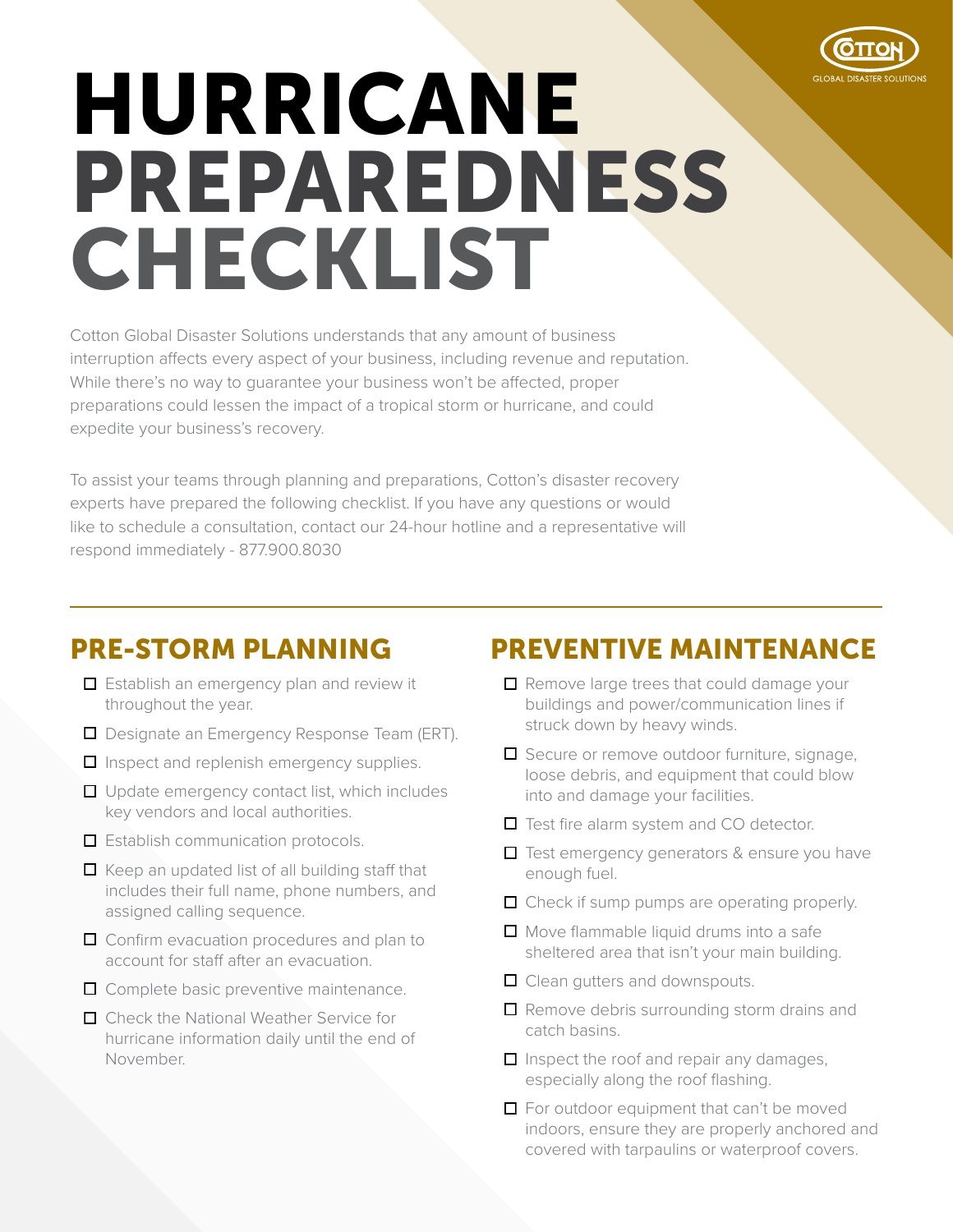# HURRICANE PREPAREDNESS CHECKLIST

Cotton Global Disaster Solutions understands that any amount of business interruption affects every aspect of your business, including revenue and reputation. While there's no way to guarantee your business won't be affected, proper preparations could lessen the impact of a tropical storm or hurricane, and could expedite your business's recovery.

To assist your teams through planning and preparations, Cotton's disaster recovery experts have prepared the following checklist. If you have any questions or would like to schedule a consultation, contact our 24-hour hotline and a representative will respond immediately - 877.900.8030

## PRE-STORM PLANNING

- [ ] Establish an emergency plan and review it throughout the year.
- [ ] Designate an Emergency Response Team (ERT).
- [ ] Inspect and replenish emergency supplies.
- [ ] Update emergency contact list, which includes key vendors and local authorities.
- [ ] Establish communication protocols.
- [ ] Keep an updated list of all building staff that includes their full name, phone numbers, and assigned calling sequence.
- [ ] Confirm evacuation procedures and plan to account for staff after an evacuation.
- [ ] Complete basic preventive maintenance.
- [ ] Check the National Weather Service for hurricane information daily until the end of November.

## PREVENTIVE MAINTENANCE

- [ ] Remove large trees that could damage your buildings and power/communication lines if struck down by heavy winds.
- [ ] Secure or remove outdoor furniture, signage, loose debris, and equipment that could blow into and damage your facilities.
- [ ] Test fire alarm system and CO detector.
- [ ] Test emergency generators & ensure you have enough fuel.
- [ ] Check if sump pumps are operating properly.
- [ ] Move flammable liquid drums into a safe sheltered area that isn't your main building.
- [ ] Clean gutters and downspouts.
- [ ] Remove debris surrounding storm drains and catch basins.
- [ ] Inspect the roof and repair any damages, especially along the roof flashing.
- [ ] For outdoor equipment that can't be moved indoors, ensure they are properly anchored and covered with tarpaulins or waterproof covers.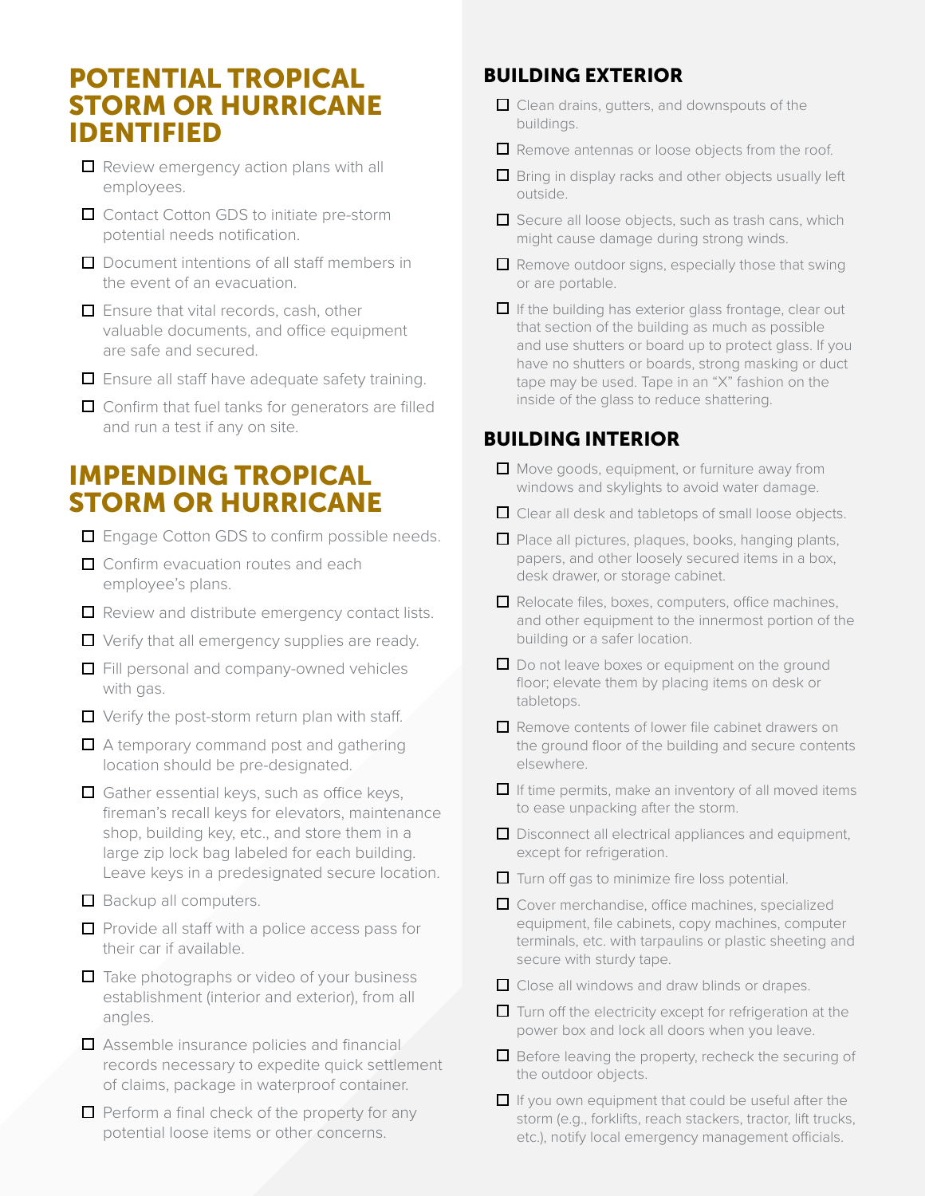## POTENTIAL TROPICAL STORM OR HURRICANE IDENTIFIED

- [ ] Review emergency action plans with all employees.
- [ ] Contact Cotton GDS to initiate pre-storm potential needs notification.
- [ ] Document intentions of all staff members in the event of an evacuation.
- [ ] Ensure that vital records, cash, other valuable documents, and office equipment are safe and secured.
- [ ] Ensure all staff have adequate safety training.
- [ ] Confirm that fuel tanks for generators are filled and run a test if any on site.

## IMPENDING TROPICAL STORM OR HURRICANE

- [ ] Engage Cotton GDS to confirm possible needs.
- [ ] Confirm evacuation routes and each employee's plans.
- [ ] Review and distribute emergency contact lists.
- [ ] Verify that all emergency supplies are ready.
- [ ] Fill personal and company-owned vehicles with gas.
- [ ] Verify the post-storm return plan with staff.
- [ ] A temporary command post and gathering location should be pre-designated.
- [ ] Gather essential keys, such as office keys, fireman's recall keys for elevators, maintenance shop, building key, etc., and store them in a large zip lock bag labeled for each building. Leave keys in a predesignated secure location.
- [ ] Backup all computers.
- [ ] Provide all staff with a police access pass for their car if available.
- [ ] Take photographs or video of your business establishment (interior and exterior), from all angles.
- [ ] Assemble insurance policies and financial records necessary to expedite quick settlement of claims, package in waterproof container.
- [ ] Perform a final check of the property for any potential loose items or other concerns.

### BUILDING EXTERIOR

- [ ] Clean drains, gutters, and downspouts of the buildings.
- [ ] Remove antennas or loose objects from the roof.
- [ ] Bring in display racks and other objects usually left outside.
- [ ] Secure all loose objects, such as trash cans, which might cause damage during strong winds.
- [ ] Remove outdoor signs, especially those that swing or are portable.
- [ ] If the building has exterior glass frontage, clear out that section of the building as much as possible and use shutters or board up to protect glass. If you have no shutters or boards, strong masking or duct tape may be used. Tape in an "X" fashion on the inside of the glass to reduce shattering.

### BUILDING INTERIOR

- [ ] Move goods, equipment, or furniture away from windows and skylights to avoid water damage.
- [ ] Clear all desk and tabletops of small loose objects.
- [ ] Place all pictures, plaques, books, hanging plants, papers, and other loosely secured items in a box, desk drawer, or storage cabinet.
- [ ] Relocate files, boxes, computers, office machines, and other equipment to the innermost portion of the building or a safer location.
- [ ] Do not leave boxes or equipment on the ground floor; elevate them by placing items on desk or tabletops.
- [ ] Remove contents of lower file cabinet drawers on the ground floor of the building and secure contents elsewhere.
- [ ] If time permits, make an inventory of all moved items to ease unpacking after the storm.
- [ ] Disconnect all electrical appliances and equipment, except for refrigeration.
- [ ] Turn off gas to minimize fire loss potential.
- [ ] Cover merchandise, office machines, specialized equipment, file cabinets, copy machines, computer terminals, etc. with tarpaulins or plastic sheeting and secure with sturdy tape.
- [ ] Close all windows and draw blinds or drapes.
- [ ] Turn off the electricity except for refrigeration at the power box and lock all doors when you leave.
- [ ] Before leaving the property, recheck the securing of the outdoor objects.
- [ ] If you own equipment that could be useful after the storm (e.g., forklifts, reach stackers, tractor, lift trucks, etc.), notify local emergency management officials.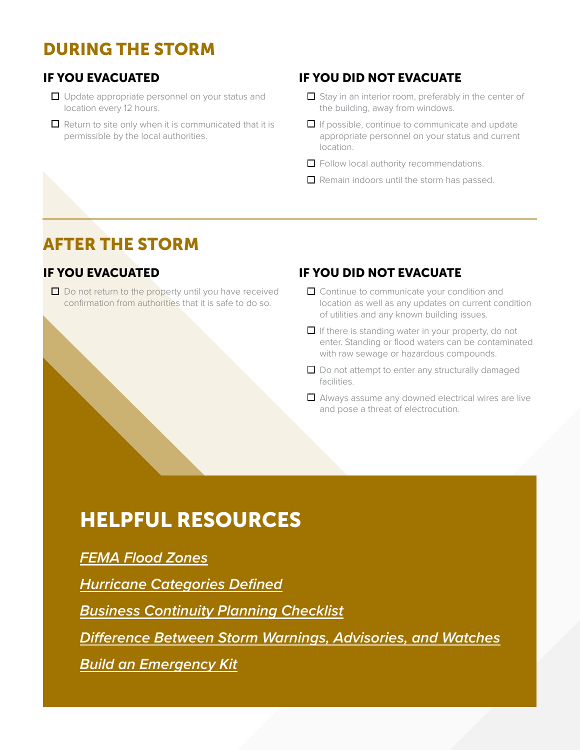## DURING THE STORM

### IF YOU EVACUATED

- ☐ Update appropriate personnel on your status and location every 12 hours.
- ☐ Return to site only when it is communicated that it is permissible by the local authorities.

### IF YOU DID NOT EVACUATE

- ☐ Stay in an interior room, preferably in the center of the building, away from windows.
- ☐ If possible, continue to communicate and update appropriate personnel on your status and current location.
- ☐ Follow local authority recommendations.
- ☐ Remain indoors until the storm has passed.

## AFTER THE STORM

### IF YOU EVACUATED

- ☐ Do not return to the property until you have received confirmation from authorities that it is safe to do so.

### IF YOU DID NOT EVACUATE

- ☐ Continue to communicate your condition and location as well as any updates on current condition of utilities and any known building issues.
- ☐ If there is standing water in your property, do not enter. Standing or flood waters can be contaminated with raw sewage or hazardous compounds.
- ☐ Do not attempt to enter any structurally damaged facilities.
- ☐ Always assume any downed electrical wires are live and pose a threat of electrocution.

## HELPFUL RESOURCES

*FEMA Flood Zones*

*Hurricane Categories Defined*

*Business Continuity Planning Checklist*

*Difference Between Storm Warnings, Advisories, and Watches*

*Build an Emergency Kit*